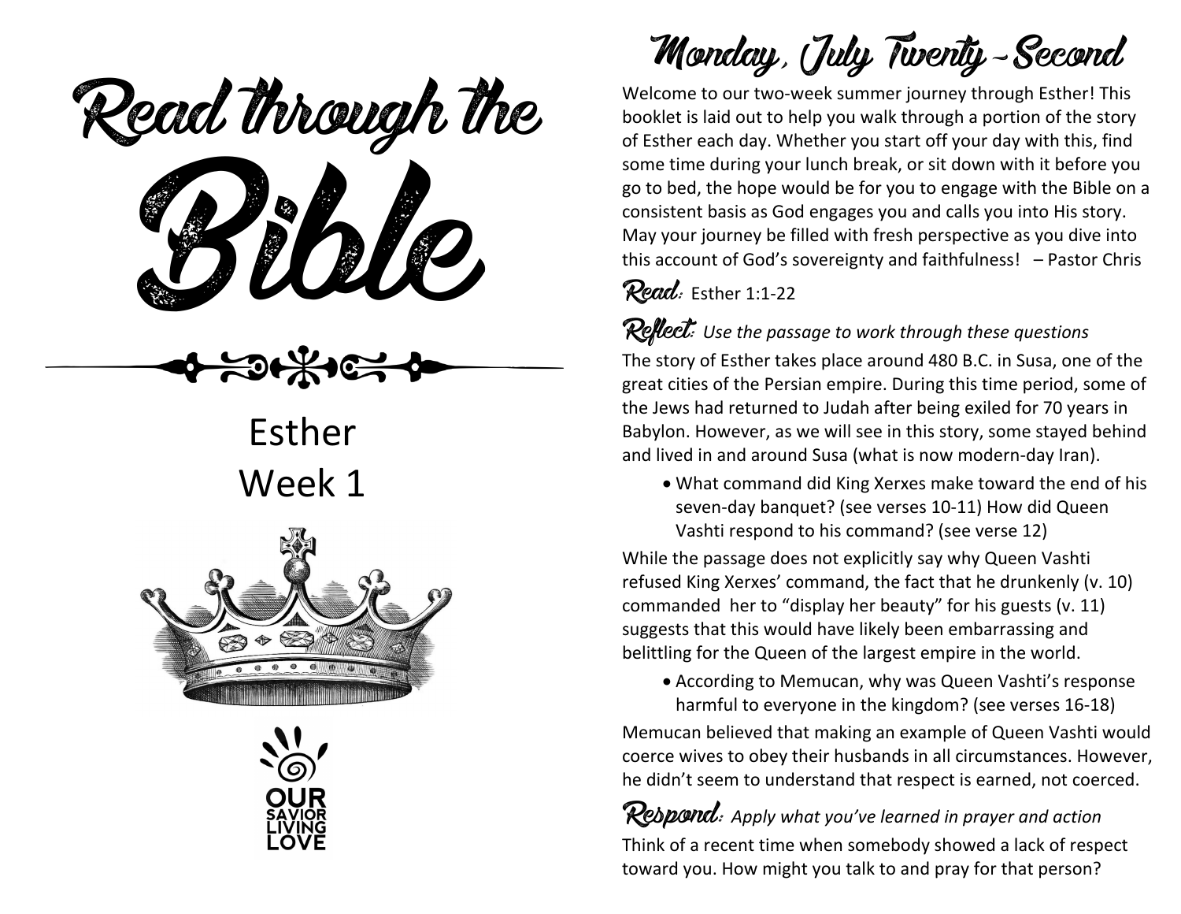# Read through the Bible

## Esther
## Week 1

OUR SAVIOR LIVING LOVE

## Monday, July Twenty-Second

Welcome to our two-week summer journey through Esther! This booklet is laid out to help you walk through a portion of the story of Esther each day. Whether you start off your day with this, find some time during your lunch break, or sit down with it before you go to bed, the hope would be for you to engage with the Bible on a consistent basis as God engages you and calls you into His story. May your journey be filled with fresh perspective as you dive into this account of God's sovereignty and faithfulness! – Pastor Chris

**Read:** Esther 1:1-22

**Reflect:** *Use the passage to work through these questions*

The story of Esther takes place around 480 B.C. in Susa, one of the great cities of the Persian empire. During this time period, some of the Jews had returned to Judah after being exiled for 70 years in Babylon. However, as we will see in this story, some stayed behind and lived in and around Susa (what is now modern-day Iran).

- What command did King Xerxes make toward the end of his seven-day banquet? (see verses 10-11) How did Queen Vashti respond to his command? (see verse 12)

While the passage does not explicitly say why Queen Vashti refused King Xerxes' command, the fact that he drunkenly (v. 10) commanded her to "display her beauty" for his guests (v. 11) suggests that this would have likely been embarrassing and belittling for the Queen of the largest empire in the world.

- According to Memucan, why was Queen Vashti's response harmful to everyone in the kingdom? (see verses 16-18)

Memucan believed that making an example of Queen Vashti would coerce wives to obey their husbands in all circumstances. However, he didn't seem to understand that respect is earned, not coerced.

**Respond:** *Apply what you've learned in prayer and action*

Think of a recent time when somebody showed a lack of respect toward you. How might you talk to and pray for that person?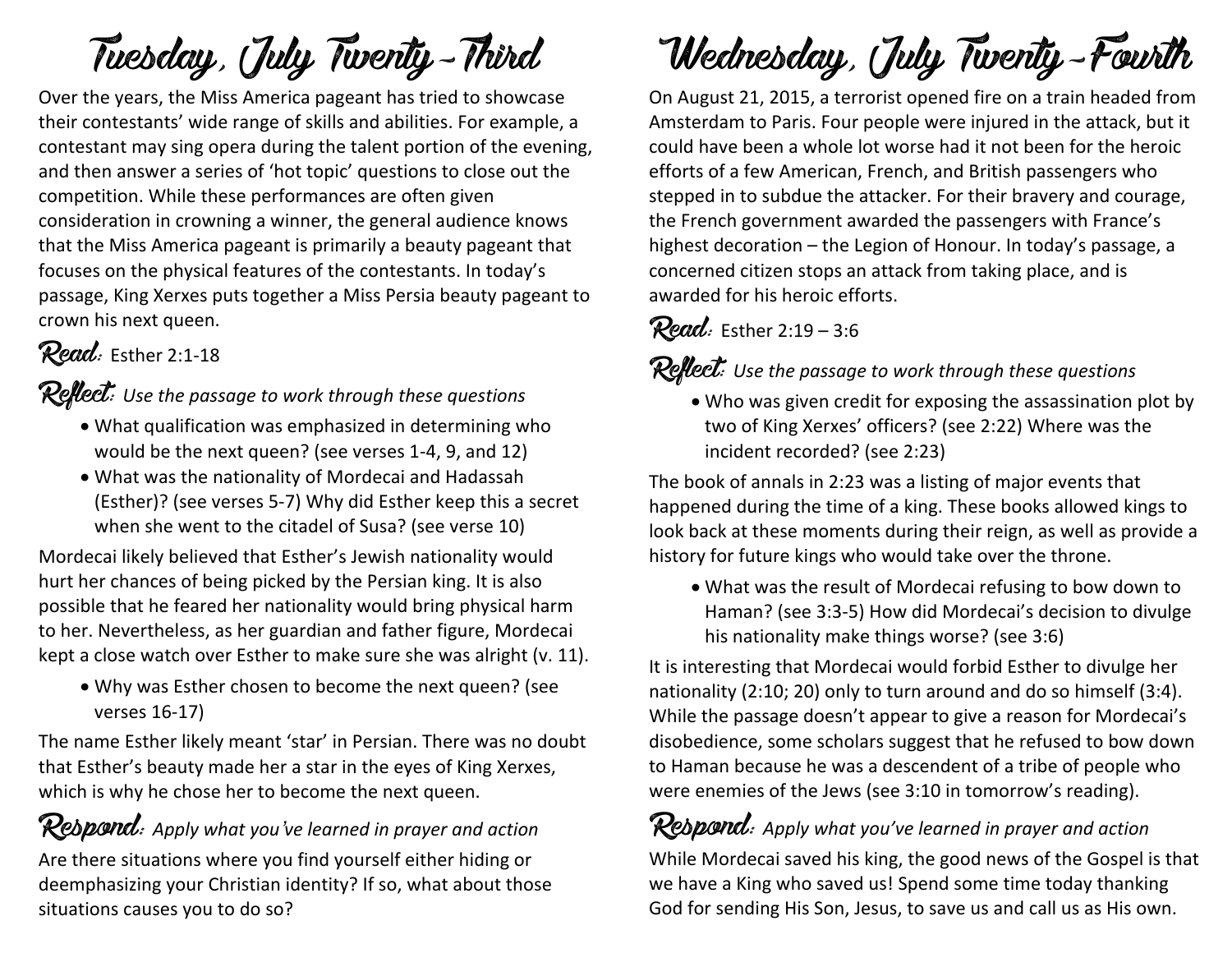# Tuesday, July Twenty-Third

Over the years, the Miss America pageant has tried to showcase their contestants' wide range of skills and abilities. For example, a contestant may sing opera during the talent portion of the evening, and then answer a series of 'hot topic' questions to close out the competition. While these performances are often given consideration in crowning a winner, the general audience knows that the Miss America pageant is primarily a beauty pageant that focuses on the physical features of the contestants. In today's passage, King Xerxes puts together a Miss Persia beauty pageant to crown his next queen.

**Read:** Esther 2:1-18

**Reflect:** *Use the passage to work through these questions*

- What qualification was emphasized in determining who would be the next queen? (see verses 1-4, 9, and 12)
- What was the nationality of Mordecai and Hadassah (Esther)? (see verses 5-7) Why did Esther keep this a secret when she went to the citadel of Susa? (see verse 10)

Mordecai likely believed that Esther's Jewish nationality would hurt her chances of being picked by the Persian king. It is also possible that he feared her nationality would bring physical harm to her. Nevertheless, as her guardian and father figure, Mordecai kept a close watch over Esther to make sure she was alright (v. 11).

- Why was Esther chosen to become the next queen? (see verses 16-17)

The name Esther likely meant 'star' in Persian. There was no doubt that Esther's beauty made her a star in the eyes of King Xerxes, which is why he chose her to become the next queen.

**Respond:** *Apply what you've learned in prayer and action*

Are there situations where you find yourself either hiding or deemphasizing your Christian identity? If so, what about those situations causes you to do so?

# Wednesday, July Twenty-Fourth

On August 21, 2015, a terrorist opened fire on a train headed from Amsterdam to Paris. Four people were injured in the attack, but it could have been a whole lot worse had it not been for the heroic efforts of a few American, French, and British passengers who stepped in to subdue the attacker. For their bravery and courage, the French government awarded the passengers with France's highest decoration – the Legion of Honour. In today's passage, a concerned citizen stops an attack from taking place, and is awarded for his heroic efforts.

**Read:** Esther 2:19 – 3:6

**Reflect:** *Use the passage to work through these questions*

- Who was given credit for exposing the assassination plot by two of King Xerxes' officers? (see 2:22) Where was the incident recorded? (see 2:23)

The book of annals in 2:23 was a listing of major events that happened during the time of a king. These books allowed kings to look back at these moments during their reign, as well as provide a history for future kings who would take over the throne.

- What was the result of Mordecai refusing to bow down to Haman? (see 3:3-5) How did Mordecai's decision to divulge his nationality make things worse? (see 3:6)

It is interesting that Mordecai would forbid Esther to divulge her nationality (2:10; 20) only to turn around and do so himself (3:4). While the passage doesn't appear to give a reason for Mordecai's disobedience, some scholars suggest that he refused to bow down to Haman because he was a descendent of a tribe of people who were enemies of the Jews (see 3:10 in tomorrow's reading).

**Respond:** *Apply what you've learned in prayer and action*

While Mordecai saved his king, the good news of the Gospel is that we have a King who saved us! Spend some time today thanking God for sending His Son, Jesus, to save us and call us as His own.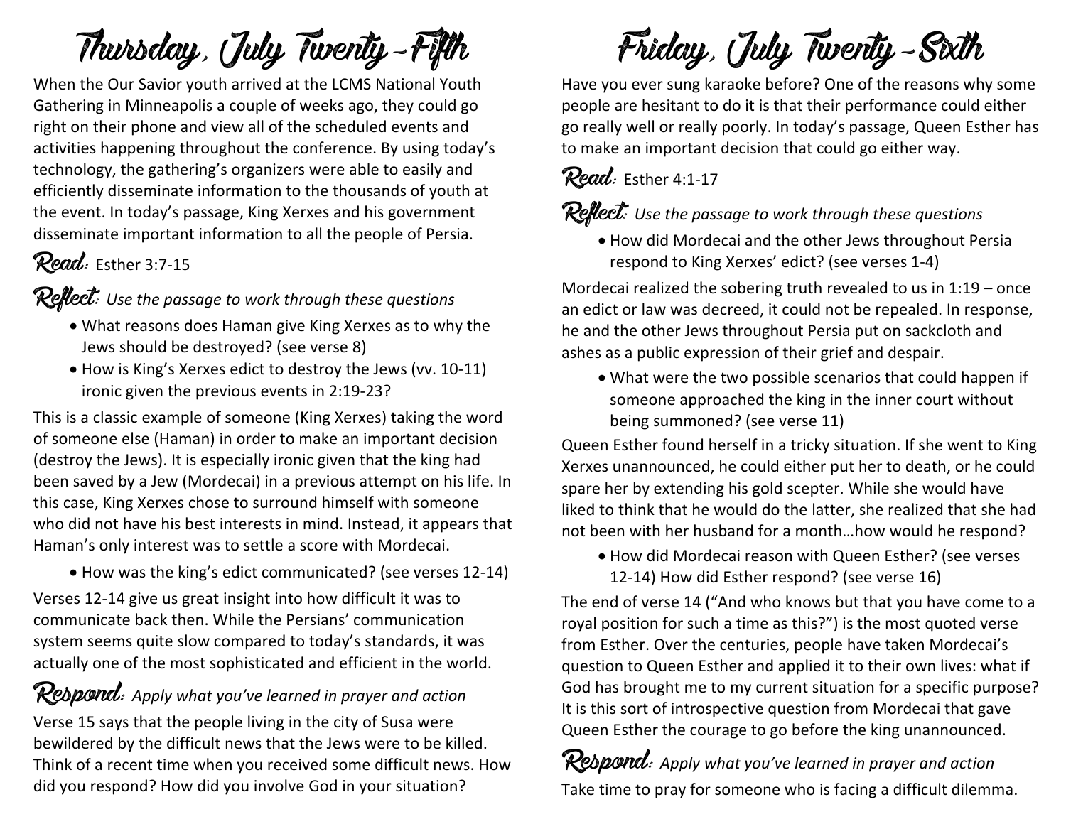# Thursday, July Twenty-Fifth

When the Our Savior youth arrived at the LCMS National Youth Gathering in Minneapolis a couple of weeks ago, they could go right on their phone and view all of the scheduled events and activities happening throughout the conference. By using today's technology, the gathering's organizers were able to easily and efficiently disseminate information to the thousands of youth at the event. In today's passage, King Xerxes and his government disseminate important information to all the people of Persia.

**Read:** Esther 3:7-15

**Reflect:** *Use the passage to work through these questions*

- What reasons does Haman give King Xerxes as to why the Jews should be destroyed? (see verse 8)
- How is King's Xerxes edict to destroy the Jews (vv. 10-11) ironic given the previous events in 2:19-23?

This is a classic example of someone (King Xerxes) taking the word of someone else (Haman) in order to make an important decision (destroy the Jews). It is especially ironic given that the king had been saved by a Jew (Mordecai) in a previous attempt on his life. In this case, King Xerxes chose to surround himself with someone who did not have his best interests in mind. Instead, it appears that Haman's only interest was to settle a score with Mordecai.

- How was the king's edict communicated? (see verses 12-14)

Verses 12-14 give us great insight into how difficult it was to communicate back then. While the Persians' communication system seems quite slow compared to today's standards, it was actually one of the most sophisticated and efficient in the world.

**Respond:** *Apply what you've learned in prayer and action*

Verse 15 says that the people living in the city of Susa were bewildered by the difficult news that the Jews were to be killed. Think of a recent time when you received some difficult news. How did you respond? How did you involve God in your situation?

# Friday, July Twenty-Sixth

Have you ever sung karaoke before? One of the reasons why some people are hesitant to do it is that their performance could either go really well or really poorly. In today's passage, Queen Esther has to make an important decision that could go either way.

**Read:** Esther 4:1-17

**Reflect:** *Use the passage to work through these questions*

- How did Mordecai and the other Jews throughout Persia respond to King Xerxes' edict? (see verses 1-4)

Mordecai realized the sobering truth revealed to us in 1:19 – once an edict or law was decreed, it could not be repealed. In response, he and the other Jews throughout Persia put on sackcloth and ashes as a public expression of their grief and despair.

- What were the two possible scenarios that could happen if someone approached the king in the inner court without being summoned? (see verse 11)

Queen Esther found herself in a tricky situation. If she went to King Xerxes unannounced, he could either put her to death, or he could spare her by extending his gold scepter. While she would have liked to think that he would do the latter, she realized that she had not been with her husband for a month…how would he respond?

- How did Mordecai reason with Queen Esther? (see verses 12-14) How did Esther respond? (see verse 16)

The end of verse 14 ("And who knows but that you have come to a royal position for such a time as this?") is the most quoted verse from Esther. Over the centuries, people have taken Mordecai's question to Queen Esther and applied it to their own lives: what if God has brought me to my current situation for a specific purpose? It is this sort of introspective question from Mordecai that gave Queen Esther the courage to go before the king unannounced.

**Respond:** *Apply what you've learned in prayer and action*

Take time to pray for someone who is facing a difficult dilemma.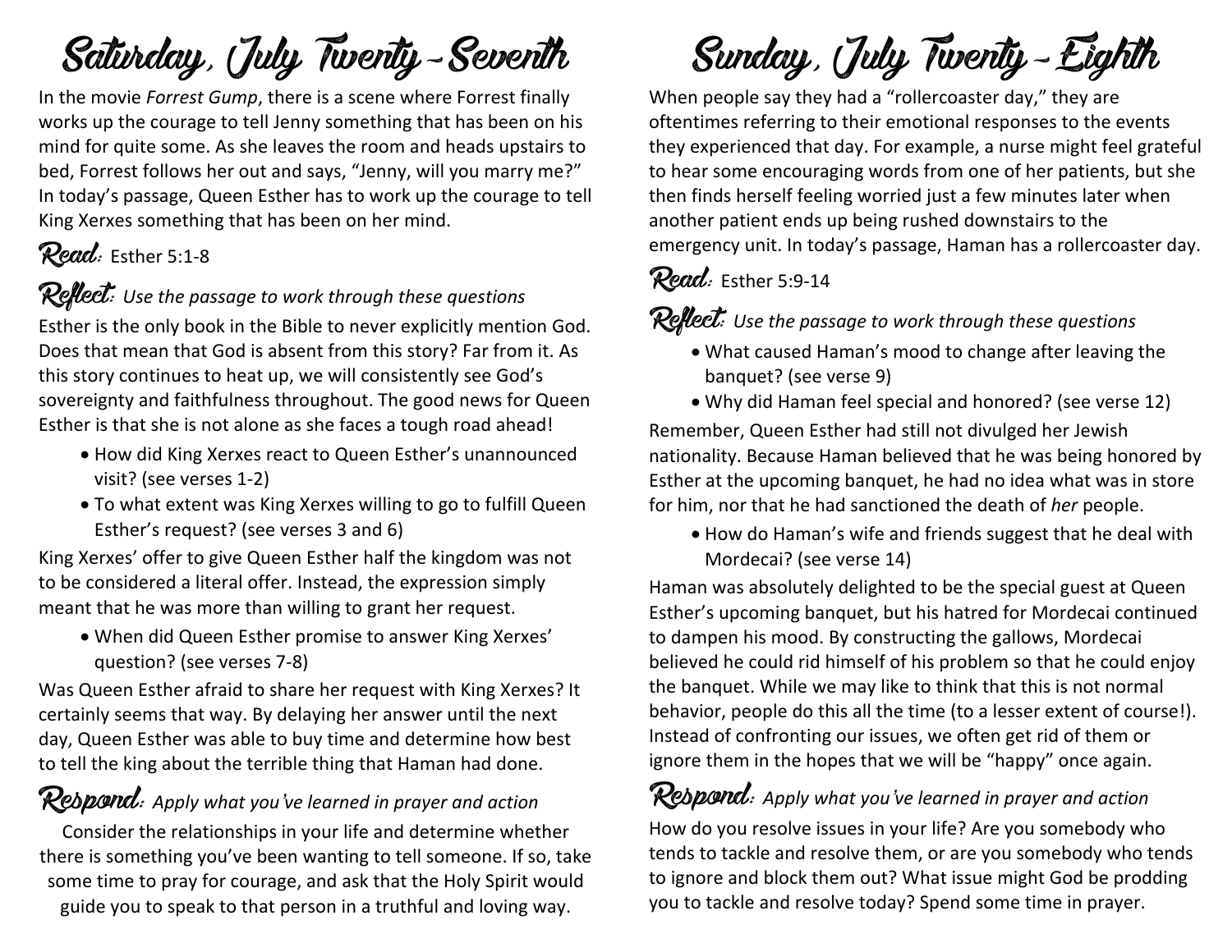# Saturday, July Twenty-Seventh

In the movie *Forrest Gump*, there is a scene where Forrest finally works up the courage to tell Jenny something that has been on his mind for quite some. As she leaves the room and heads upstairs to bed, Forrest follows her out and says, "Jenny, will you marry me?" In today's passage, Queen Esther has to work up the courage to tell King Xerxes something that has been on her mind.

**Read:** Esther 5:1-8

**Reflect:** *Use the passage to work through these questions*

Esther is the only book in the Bible to never explicitly mention God. Does that mean that God is absent from this story? Far from it. As this story continues to heat up, we will consistently see God's sovereignty and faithfulness throughout. The good news for Queen Esther is that she is not alone as she faces a tough road ahead!

- How did King Xerxes react to Queen Esther's unannounced visit? (see verses 1-2)
- To what extent was King Xerxes willing to go to fulfill Queen Esther's request? (see verses 3 and 6)

King Xerxes' offer to give Queen Esther half the kingdom was not to be considered a literal offer. Instead, the expression simply meant that he was more than willing to grant her request.

- When did Queen Esther promise to answer King Xerxes' question? (see verses 7-8)

Was Queen Esther afraid to share her request with King Xerxes? It certainly seems that way. By delaying her answer until the next day, Queen Esther was able to buy time and determine how best to tell the king about the terrible thing that Haman had done.

**Respond:** *Apply what you've learned in prayer and action*

Consider the relationships in your life and determine whether there is something you've been wanting to tell someone. If so, take some time to pray for courage, and ask that the Holy Spirit would guide you to speak to that person in a truthful and loving way.

# Sunday, July Twenty-Eighth

When people say they had a "rollercoaster day," they are oftentimes referring to their emotional responses to the events they experienced that day. For example, a nurse might feel grateful to hear some encouraging words from one of her patients, but she then finds herself feeling worried just a few minutes later when another patient ends up being rushed downstairs to the emergency unit. In today's passage, Haman has a rollercoaster day.

**Read:** Esther 5:9-14

**Reflect:** *Use the passage to work through these questions*

- What caused Haman's mood to change after leaving the banquet? (see verse 9)
- Why did Haman feel special and honored? (see verse 12)

Remember, Queen Esther had still not divulged her Jewish nationality. Because Haman believed that he was being honored by Esther at the upcoming banquet, he had no idea what was in store for him, nor that he had sanctioned the death of *her* people.

- How do Haman's wife and friends suggest that he deal with Mordecai? (see verse 14)

Haman was absolutely delighted to be the special guest at Queen Esther's upcoming banquet, but his hatred for Mordecai continued to dampen his mood. By constructing the gallows, Mordecai believed he could rid himself of his problem so that he could enjoy the banquet. While we may like to think that this is not normal behavior, people do this all the time (to a lesser extent of course!). Instead of confronting our issues, we often get rid of them or ignore them in the hopes that we will be "happy" once again.

**Respond:** *Apply what you've learned in prayer and action*

How do you resolve issues in your life? Are you somebody who tends to tackle and resolve them, or are you somebody who tends to ignore and block them out? What issue might God be prodding you to tackle and resolve today? Spend some time in prayer.